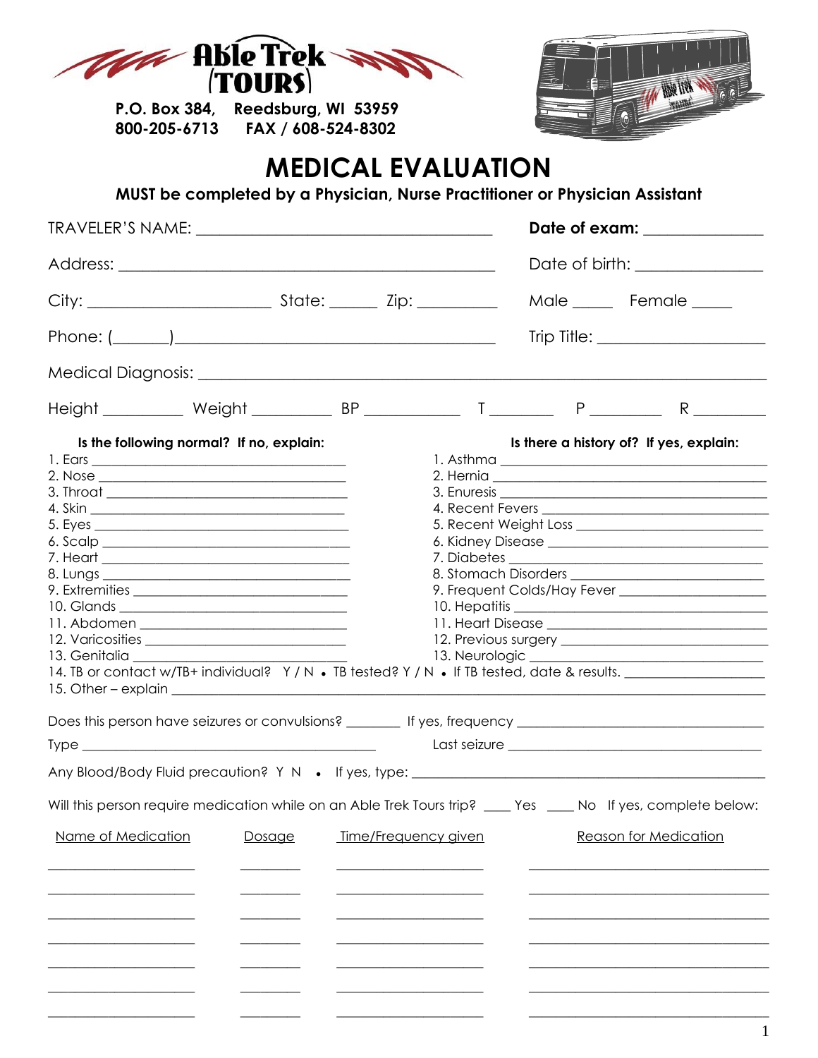**Able Trek (TOURS)**

**P.O. Box 384, Reedsburg, WI 53959**
**800-205-6713 FAX / 608-524-8302**

# MEDICAL EVALUATION

**MUST be completed by a Physician, Nurse Practitioner or Physician Assistant**

TRAVELER'S NAME: ________________________________ **Date of exam:** ____________

Address: ________________________________________ Date of birth: ______________

City: ____________________ State: _____ Zip: ________ Male _____ Female _____

Phone: (______)__________________________________ Trip Title: __________________

Medical Diagnosis: ________________________________________________________________

Height _________ Weight _________ BP ___________ T _______ P ________ R ________

**Is the following normal? If no, explain:**

1. Ears ________________________________
2. Nose ________________________________
3. Throat ______________________________
4. Skin ________________________________
5. Eyes ________________________________
6. Scalp _______________________________
7. Heart _______________________________
8. Lungs _______________________________
9. Extremities __________________________
10. Glands _____________________________
11. Abdomen ____________________________
12. Varicosities ________________________
13. Genitalia __________________________

**Is there a history of? If yes, explain:**

1. Asthma ______________________________
2. Hernia ______________________________
3. Enuresis ____________________________
4. Recent Fevers _______________________
5. Recent Weight Loss ___________________
6. Kidney Disease ______________________
7. Diabetes ____________________________
8. Stomach Disorders ____________________
9. Frequent Colds/Hay Fever _____________
10. Hepatitis __________________________
11. Heart Disease _______________________
12. Previous surgery ____________________
13. Neurologic __________________________

14. TB or contact w/TB+ individual? Y / N • TB tested? Y / N • If TB tested, date & results. ________________
15. Other – explain ____________________________________________________________________________

Does this person have seizures or convulsions? _______ If yes, frequency ______________________________

Type _______________________________________ Last seizure ______________________________________

Any Blood/Body Fluid precaution? Y N • If yes, type: _______________________________________________

Will this person require medication while on an Able Trek Tours trip? ____ Yes ____ No If yes, complete below:

| Name of Medication | Dosage | Time/Frequency given | Reason for Medication |
|---|---|---|---|
| | | | |
| | | | |
| | | | |
| | | | |
| | | | |
| | | | |
| | | | |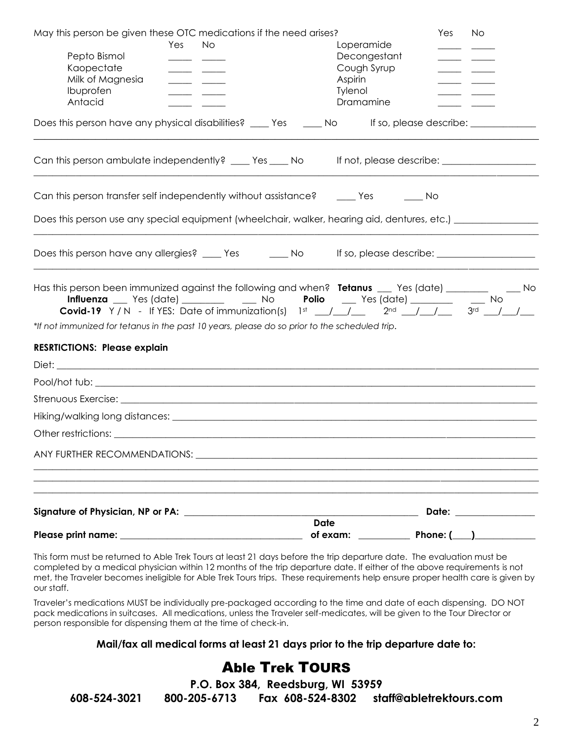May this person be given these OTC medications if the need arises?

| | Yes | No | | Yes | No |
|---|---|---|---|---|---|
| | | | Loperamide | _____ | _____ |
| Pepto Bismol | _____ | _____ | Decongestant | _____ | _____ |
| Kaopectate | _____ | _____ | Cough Syrup | _____ | _____ |
| Milk of Magnesia | _____ | _____ | Aspirin | _____ | _____ |
| Ibuprofen | _____ | _____ | Tylenol | _____ | _____ |
| Antacid | _____ | _____ | Dramamine | _____ | _____ |

Does this person have any physical disabilities? ____ Yes ____ No If so, please describe: ______________

________________________________________________________________________________

Can this person ambulate independently? ____ Yes ____ No If not, please describe: ___________________

________________________________________________________________________________

Can this person transfer self independently without assistance? ____ Yes ____ No

Does this person use any special equipment (wheelchair, walker, hearing aid, dentures, etc.) _________________

________________________________________________________________________________

Does this person have any allergies? ____ Yes ____ No If so, please describe: ____________________

________________________________________________________________________________

Has this person been immunized against the following and when? **Tetanus** ___ Yes (date) ________ ___ No
**Influenza** ___ Yes (date) ________ ___ No **Polio** ___ Yes (date) ________ ___ No
**Covid-19** Y / N - If YES: Date of immunization(s) 1st ___/___/___ 2nd ___/___/___ 3rd ___/___/___

*If not immunized for tetanus in the past 10 years, please do so prior to the scheduled trip.*

**RESRTICTIONS: Please explain**

Diet: ____________________________________________________________________________

Pool/hot tub: ______________________________________________________________________

Strenuous Exercise: _________________________________________________________________

Hiking/walking long distances: ________________________________________________________

Other restrictions: __________________________________________________________________

ANY FURTHER RECOMMENDATIONS: ____________________________________________________

________________________________________________________________________________

________________________________________________________________________________

________________________________________________________________________________

**Signature of Physician, NP or PA:** __________________________________________ **Date:** ________________

**Please print name:** ______________________________ **Date of exam:** __________ **Phone: (___)**____________

This form must be returned to Able Trek Tours at least 21 days before the trip departure date. The evaluation must be completed by a medical physician within 12 months of the trip departure date. If either of the above requirements is not met, the Traveler becomes ineligible for Able Trek Tours trips. These requirements help ensure proper health care is given by our staff.

Traveler's medications MUST be individually pre-packaged according to the time and date of each dispensing. DO NOT pack medications in suitcases. All medications, unless the Traveler self-medicates, will be given to the Tour Director or person responsible for dispensing them at the time of check-in.

**Mail/fax all medical forms at least 21 days prior to the trip departure date to:**

## Able Trek TOURS

**P.O. Box 384, Reedsburg, WI 53959**

**608-524-3021 800-205-6713 Fax 608-524-8302 staff@abletrektours.com**